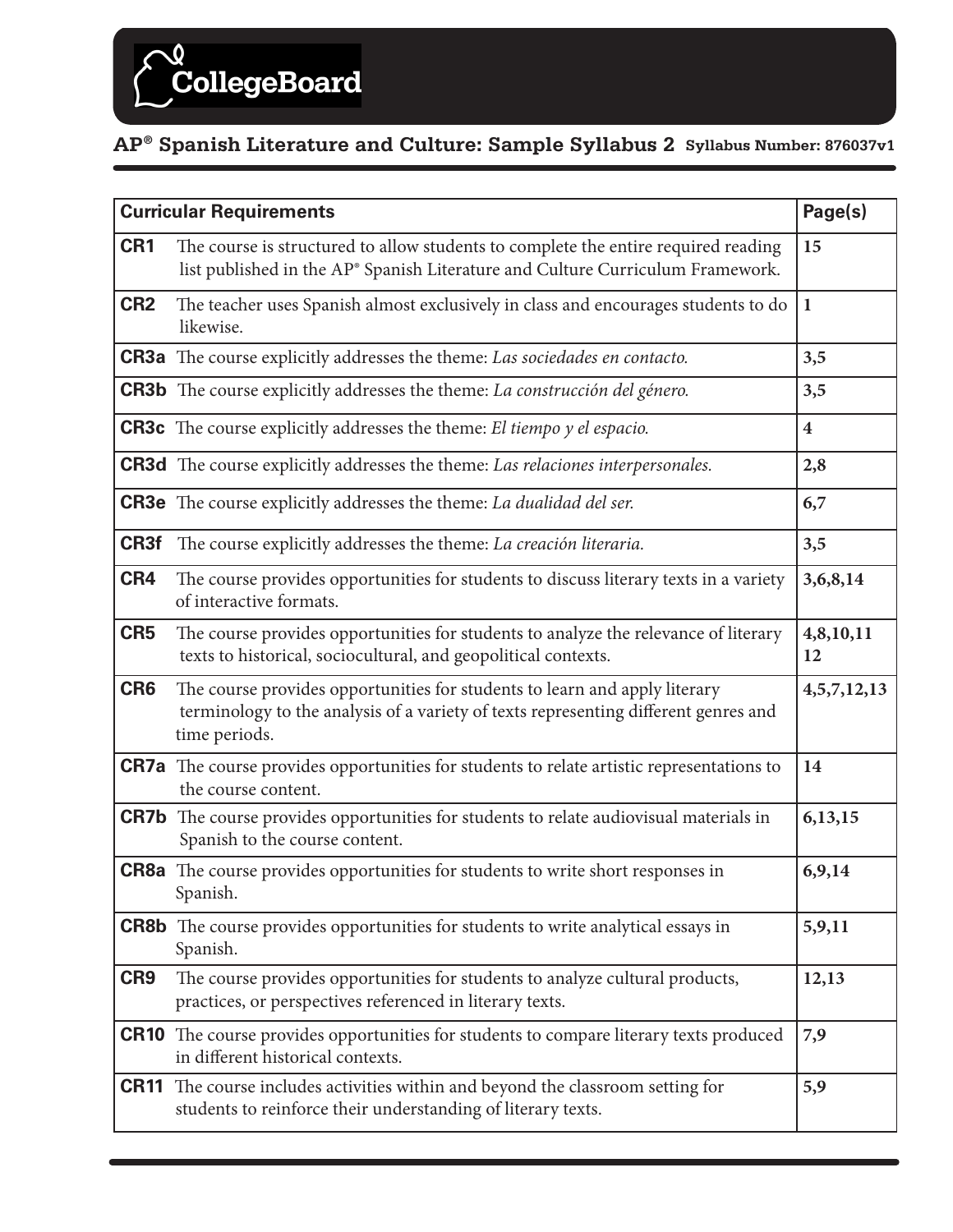# AP® Spanish Literature and Culture: Sample Syllabus 2

**Syllabus Number: 876037v1**

| Curricular Requirements | | Page(s) |
|---|---|---|
| **CR1** | The course is structured to allow students to complete the entire required reading list published in the AP® Spanish Literature and Culture Curriculum Framework. | 15 |
| **CR2** | The teacher uses Spanish almost exclusively in class and encourages students to do likewise. | 1 |
| **CR3a** | The course explicitly addresses the theme: *Las sociedades en contacto.* | 3,5 |
| **CR3b** | The course explicitly addresses the theme: *La construcción del género.* | 3,5 |
| **CR3c** | The course explicitly addresses the theme: *El tiempo y el espacio.* | 4 |
| **CR3d** | The course explicitly addresses the theme: *Las relaciones interpersonales.* | 2,8 |
| **CR3e** | The course explicitly addresses the theme: *La dualidad del ser.* | 6,7 |
| **CR3f** | The course explicitly addresses the theme: *La creación literaria.* | 3,5 |
| **CR4** | The course provides opportunities for students to discuss literary texts in a variety of interactive formats. | 3,6,8,14 |
| **CR5** | The course provides opportunities for students to analyze the relevance of literary texts to historical, sociocultural, and geopolitical contexts. | 4,8,10,11 12 |
| **CR6** | The course provides opportunities for students to learn and apply literary terminology to the analysis of a variety of texts representing different genres and time periods. | 4,5,7,12,13 |
| **CR7a** | The course provides opportunities for students to relate artistic representations to the course content. | 14 |
| **CR7b** | The course provides opportunities for students to relate audiovisual materials in Spanish to the course content. | 6,13,15 |
| **CR8a** | The course provides opportunities for students to write short responses in Spanish. | 6,9,14 |
| **CR8b** | The course provides opportunities for students to write analytical essays in Spanish. | 5,9,11 |
| **CR9** | The course provides opportunities for students to analyze cultural products, practices, or perspectives referenced in literary texts. | 12,13 |
| **CR10** | The course provides opportunities for students to compare literary texts produced in different historical contexts. | 7,9 |
| **CR11** | The course includes activities within and beyond the classroom setting for students to reinforce their understanding of literary texts. | 5,9 |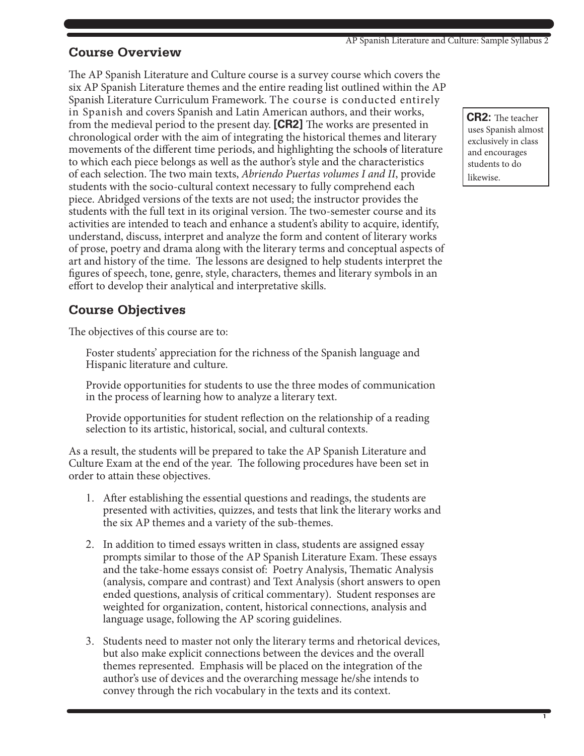## Course Overview

The AP Spanish Literature and Culture course is a survey course which covers the six AP Spanish Literature themes and the entire reading list outlined within the AP Spanish Literature Curriculum Framework. The course is conducted entirely in Spanish and covers Spanish and Latin American authors, and their works, from the medieval period to the present day. **[CR2]** The works are presented in chronological order with the aim of integrating the historical themes and literary movements of the different time periods, and highlighting the schools of literature to which each piece belongs as well as the author's style and the characteristics of each selection. The two main texts, *Abriendo Puertas volumes I and II*, provide students with the socio-cultural context necessary to fully comprehend each piece. Abridged versions of the texts are not used; the instructor provides the students with the full text in its original version. The two-semester course and its activities are intended to teach and enhance a student's ability to acquire, identify, understand, discuss, interpret and analyze the form and content of literary works of prose, poetry and drama along with the literary terms and conceptual aspects of art and history of the time. The lessons are designed to help students interpret the figures of speech, tone, genre, style, characters, themes and literary symbols in an effort to develop their analytical and interpretative skills.

> **CR2:** The teacher uses Spanish almost exclusively in class and encourages students to do likewise.

## Course Objectives

The objectives of this course are to:

Foster students' appreciation for the richness of the Spanish language and Hispanic literature and culture.

Provide opportunities for students to use the three modes of communication in the process of learning how to analyze a literary text.

Provide opportunities for student reflection on the relationship of a reading selection to its artistic, historical, social, and cultural contexts.

As a result, the students will be prepared to take the AP Spanish Literature and Culture Exam at the end of the year. The following procedures have been set in order to attain these objectives.

1. After establishing the essential questions and readings, the students are presented with activities, quizzes, and tests that link the literary works and the six AP themes and a variety of the sub-themes.
2. In addition to timed essays written in class, students are assigned essay prompts similar to those of the AP Spanish Literature Exam. These essays and the take-home essays consist of: Poetry Analysis, Thematic Analysis (analysis, compare and contrast) and Text Analysis (short answers to open ended questions, analysis of critical commentary). Student responses are weighted for organization, content, historical connections, analysis and language usage, following the AP scoring guidelines.
3. Students need to master not only the literary terms and rhetorical devices, but also make explicit connections between the devices and the overall themes represented. Emphasis will be placed on the integration of the author's use of devices and the overarching message he/she intends to convey through the rich vocabulary in the texts and its context.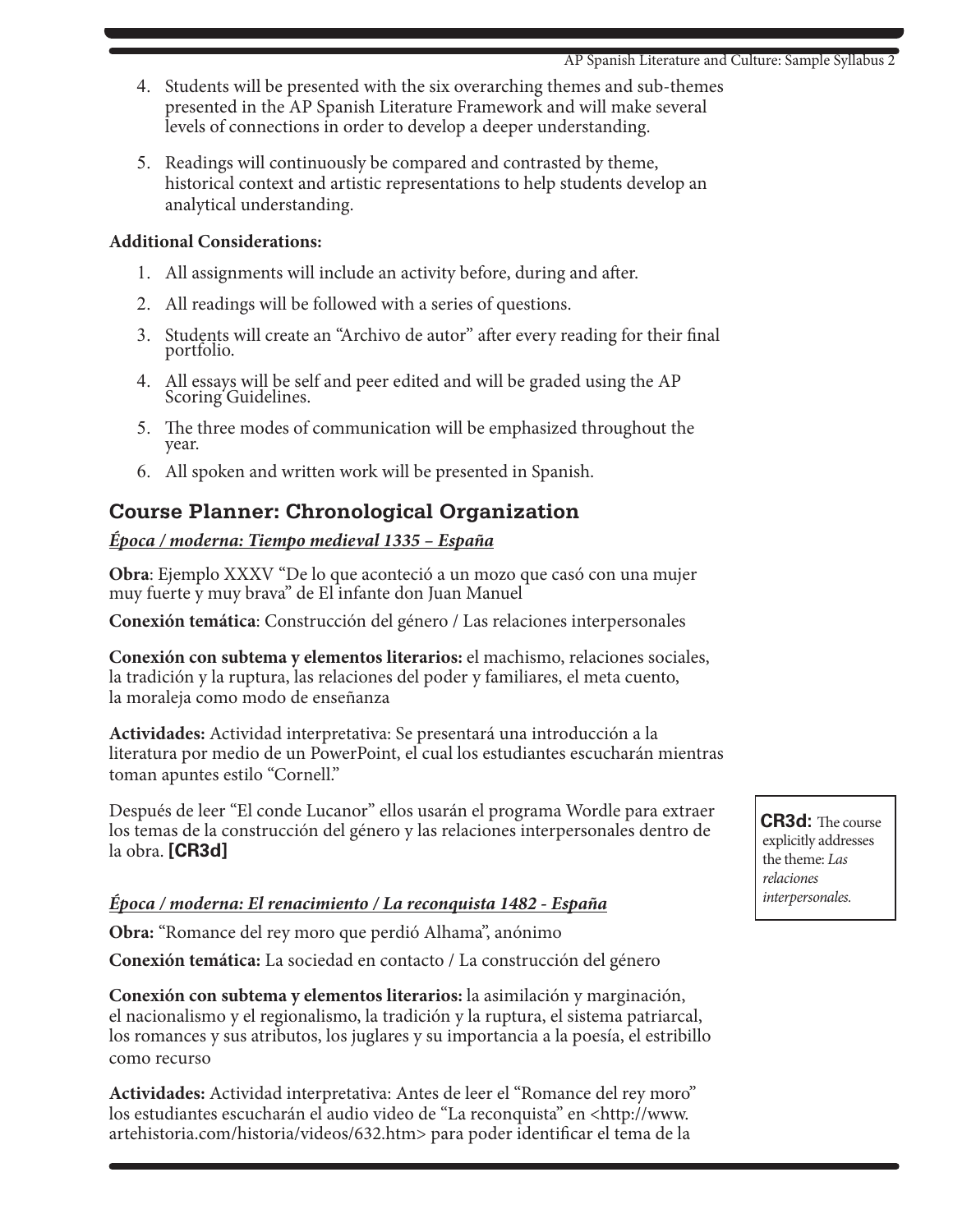4. Students will be presented with the six overarching themes and sub-themes presented in the AP Spanish Literature Framework and will make several levels of connections in order to develop a deeper understanding.

5. Readings will continuously be compared and contrasted by theme, historical context and artistic representations to help students develop an analytical understanding.

**Additional Considerations:**

1. All assignments will include an activity before, during and after.
2. All readings will be followed with a series of questions.
3. Students will create an "Archivo de autor" after every reading for their final portfolio.
4. All essays will be self and peer edited and will be graded using the AP Scoring Guidelines.
5. The three modes of communication will be emphasized throughout the year.
6. All spoken and written work will be presented in Spanish.

## Course Planner: Chronological Organization

***Época / moderna: Tiempo medieval 1335 – España***

**Obra**: Ejemplo XXXV "De lo que aconteció a un mozo que casó con una mujer muy fuerte y muy brava" de El infante don Juan Manuel

**Conexión temática**: Construcción del género / Las relaciones interpersonales

**Conexión con subtema y elementos literarios:** el machismo, relaciones sociales, la tradición y la ruptura, las relaciones del poder y familiares, el meta cuento, la moraleja como modo de enseñanza

**Actividades:** Actividad interpretativa: Se presentará una introducción a la literatura por medio de un PowerPoint, el cual los estudiantes escucharán mientras toman apuntes estilo "Cornell."

Después de leer "El conde Lucanor" ellos usarán el programa Wordle para extraer los temas de la construcción del género y las relaciones interpersonales dentro de la obra. **[CR3d]**

**CR3d:** The course explicitly addresses the theme: *Las relaciones interpersonales.*

***Época / moderna: El renacimiento / La reconquista 1482 - España***

**Obra:** "Romance del rey moro que perdió Alhama", anónimo

**Conexión temática:** La sociedad en contacto / La construcción del género

**Conexión con subtema y elementos literarios:** la asimilación y marginación, el nacionalismo y el regionalismo, la tradición y la ruptura, el sistema patriarcal, los romances y sus atributos, los juglares y su importancia a la poesía, el estribillo como recurso

**Actividades:** Actividad interpretativa: Antes de leer el "Romance del rey moro" los estudiantes escucharán el audio video de "La reconquista" en <http://www.artehistoria.com/historia/videos/632.htm> para poder identificar el tema de la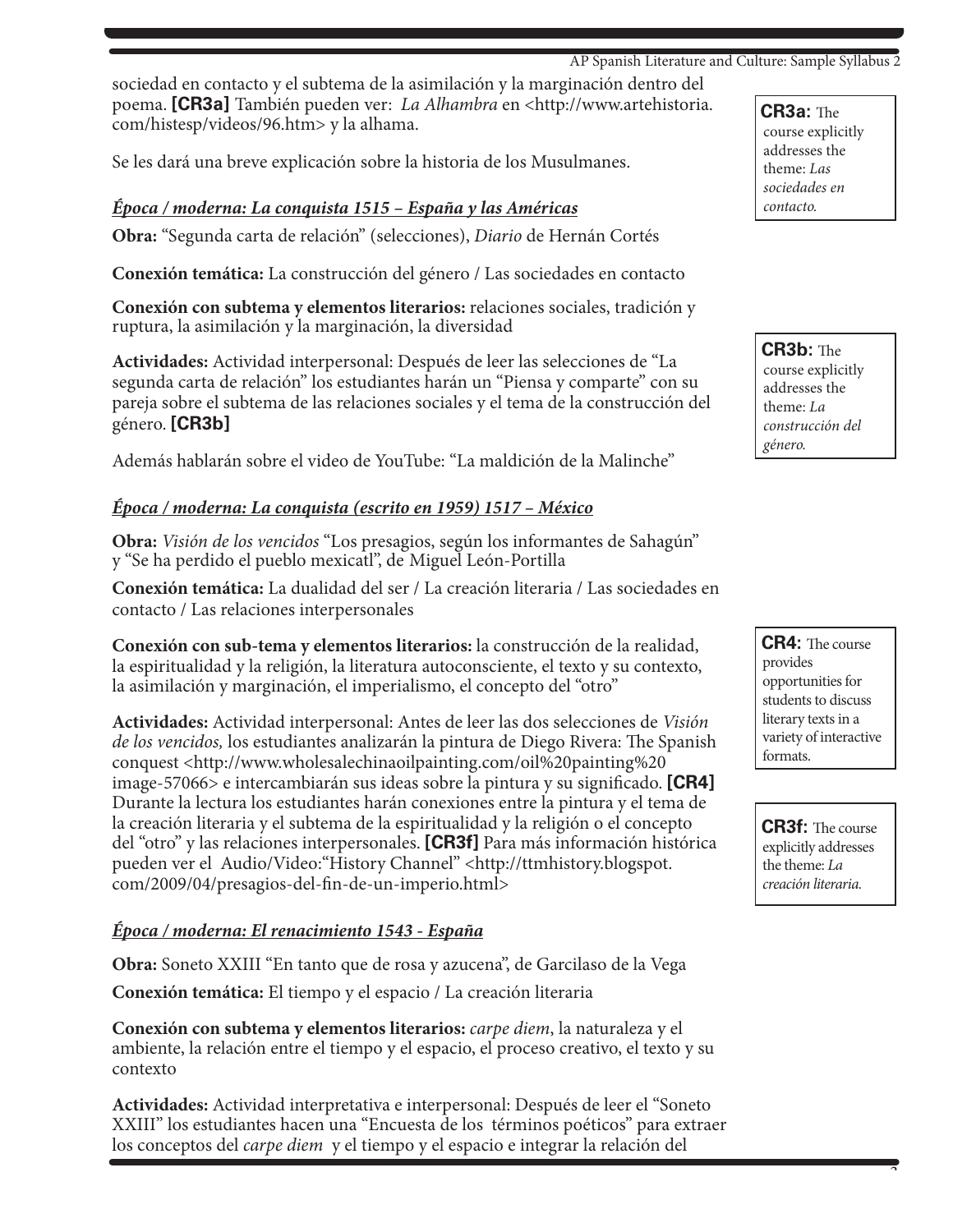sociedad en contacto y el subtema de la asimilación y la marginación dentro del poema. **[CR3a]** También pueden ver: *La Alhambra* en <http://www.artehistoria.com/histesp/videos/96.htm> y la alhama.

Se les dará una breve explicación sobre la historia de los Musulmanes.

> **CR3a:** The course explicitly addresses the theme: *Las sociedades en contacto.*

***Época / moderna: La conquista 1515 – España y las Américas***

**Obra:** "Segunda carta de relación" (selecciones), *Diario* de Hernán Cortés

**Conexión temática:** La construcción del género / Las sociedades en contacto

**Conexión con subtema y elementos literarios:** relaciones sociales, tradición y ruptura, la asimilación y la marginación, la diversidad

**Actividades:** Actividad interpersonal: Después de leer las selecciones de "La segunda carta de relación" los estudiantes harán un "Piensa y comparte" con su pareja sobre el subtema de las relaciones sociales y el tema de la construcción del género. **[CR3b]**

> **CR3b:** The course explicitly addresses the theme: *La construcción del género.*

Además hablarán sobre el video de YouTube: "La maldición de la Malinche"

***Época / moderna: La conquista (escrito en 1959) 1517 – México***

**Obra:** *Visión de los vencidos* "Los presagios, según los informantes de Sahagún" y "Se ha perdido el pueblo mexicatl", de Miguel León-Portilla

**Conexión temática:** La dualidad del ser / La creación literaria / Las sociedades en contacto / Las relaciones interpersonales

**Conexión con sub-tema y elementos literarios:** la construcción de la realidad, la espiritualidad y la religión, la literatura autoconsciente, el texto y su contexto, la asimilación y marginación, el imperialismo, el concepto del "otro"

**Actividades:** Actividad interpersonal: Antes de leer las dos selecciones de *Visión de los vencidos,* los estudiantes analizarán la pintura de Diego Rivera: The Spanish conquest <http://www.wholesalechinaoilpainting.com/oil%20painting%20image-57066> e intercambiarán sus ideas sobre la pintura y su significado. **[CR4]** Durante la lectura los estudiantes harán conexiones entre la pintura y el tema de la creación literaria y el subtema de la espiritualidad y la religión o el concepto del "otro" y las relaciones interpersonales. **[CR3f]** Para más información histórica pueden ver el Audio/Video:"History Channel" <http://ttmhistory.blogspot.com/2009/04/presagios-del-fin-de-un-imperio.html>

> **CR4:** The course provides opportunities for students to discuss literary texts in a variety of interactive formats.

> **CR3f:** The course explicitly addresses the theme: *La creación literaria.*

***Época / moderna: El renacimiento 1543 - España***

**Obra:** Soneto XXIII "En tanto que de rosa y azucena", de Garcilaso de la Vega

**Conexión temática:** El tiempo y el espacio / La creación literaria

**Conexión con subtema y elementos literarios:** *carpe diem*, la naturaleza y el ambiente, la relación entre el tiempo y el espacio, el proceso creativo, el texto y su contexto

**Actividades:** Actividad interpretativa e interpersonal: Después de leer el "Soneto XXIII" los estudiantes hacen una "Encuesta de los términos poéticos" para extraer los conceptos del *carpe diem* y el tiempo y el espacio e integrar la relación del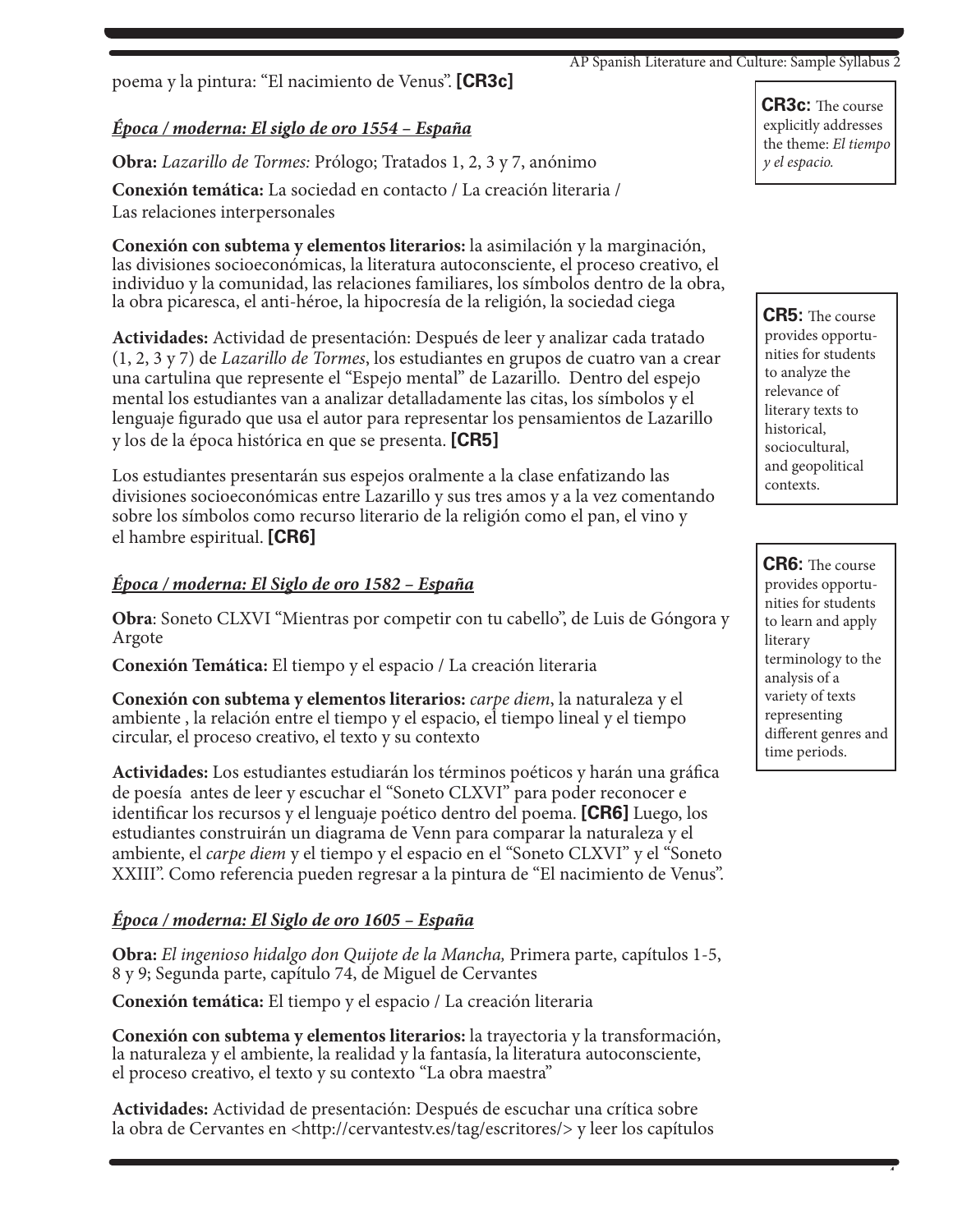poema y la pintura: "El nacimiento de Venus". **[CR3c]**

> **CR3c:** The course explicitly addresses the theme: *El tiempo y el espacio.*

***Época / moderna: El siglo de oro 1554 – España***

**Obra:** *Lazarillo de Tormes:* Prólogo; Tratados 1, 2, 3 y 7, anónimo

**Conexión temática:** La sociedad en contacto / La creación literaria / Las relaciones interpersonales

**Conexión con subtema y elementos literarios:** la asimilación y la marginación, las divisiones socioeconómicas, la literatura autoconsciente, el proceso creativo, el individuo y la comunidad, las relaciones familiares, los símbolos dentro de la obra, la obra picaresca, el anti-héroe, la hipocresía de la religión, la sociedad ciega

**Actividades:** Actividad de presentación: Después de leer y analizar cada tratado (1, 2, 3 y 7) de *Lazarillo de Tormes*, los estudiantes en grupos de cuatro van a crear una cartulina que represente el "Espejo mental" de Lazarillo. Dentro del espejo mental los estudiantes van a analizar detalladamente las citas, los símbolos y el lenguaje figurado que usa el autor para representar los pensamientos de Lazarillo y los de la época histórica en que se presenta. **[CR5]**

> **CR5:** The course provides opportunities for students to analyze the relevance of literary texts to historical, sociocultural, and geopolitical contexts.

Los estudiantes presentarán sus espejos oralmente a la clase enfatizando las divisiones socioeconómicas entre Lazarillo y sus tres amos y a la vez comentando sobre los símbolos como recurso literario de la religión como el pan, el vino y el hambre espiritual. **[CR6]**

> **CR6:** The course provides opportunities for students to learn and apply literary terminology to the analysis of a variety of texts representing different genres and time periods.

***Época / moderna: El Siglo de oro 1582 – España***

**Obra**: Soneto CLXVI "Mientras por competir con tu cabello", de Luis de Góngora y Argote

**Conexión Temática:** El tiempo y el espacio / La creación literaria

**Conexión con subtema y elementos literarios:** *carpe diem*, la naturaleza y el ambiente , la relación entre el tiempo y el espacio, el tiempo lineal y el tiempo circular, el proceso creativo, el texto y su contexto

**Actividades:** Los estudiantes estudiarán los términos poéticos y harán una gráfica de poesía antes de leer y escuchar el "Soneto CLXVI" para poder reconocer e identificar los recursos y el lenguaje poético dentro del poema. **[CR6]** Luego, los estudiantes construirán un diagrama de Venn para comparar la naturaleza y el ambiente, el *carpe diem* y el tiempo y el espacio en el "Soneto CLXVI" y el "Soneto XXIII". Como referencia pueden regresar a la pintura de "El nacimiento de Venus".

***Época / moderna: El Siglo de oro 1605 – España***

**Obra:** *El ingenioso hidalgo don Quijote de la Mancha,* Primera parte, capítulos 1-5, 8 y 9; Segunda parte, capítulo 74, de Miguel de Cervantes

**Conexión temática:** El tiempo y el espacio / La creación literaria

**Conexión con subtema y elementos literarios:** la trayectoria y la transformación, la naturaleza y el ambiente, la realidad y la fantasía, la literatura autoconsciente, el proceso creativo, el texto y su contexto "La obra maestra"

**Actividades:** Actividad de presentación: Después de escuchar una crítica sobre la obra de Cervantes en <http://cervantestv.es/tag/escritores/> y leer los capítulos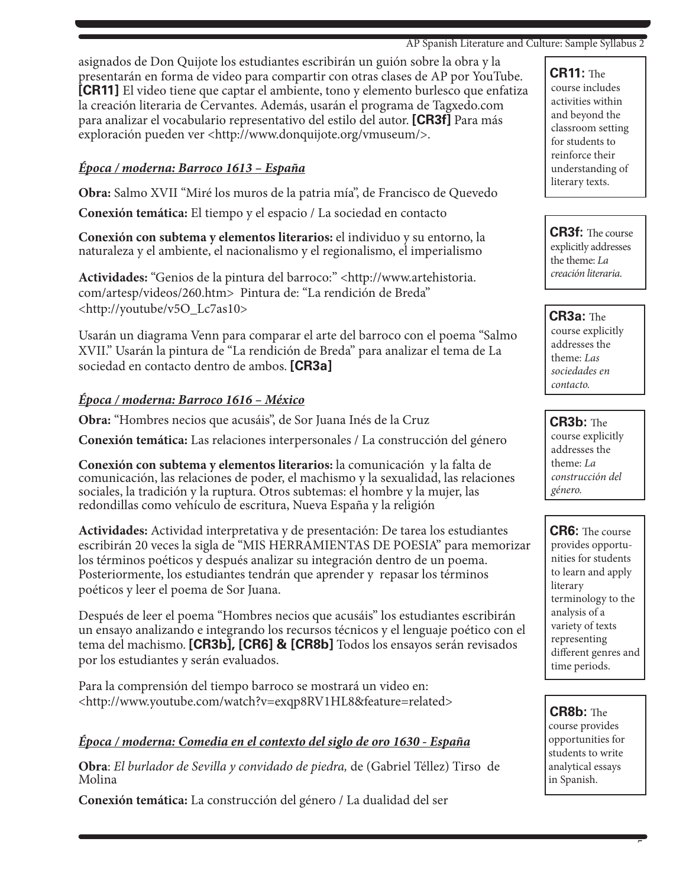asignados de Don Quijote los estudiantes escribirán un guión sobre la obra y la presentarán en forma de video para compartir con otras clases de AP por YouTube. **[CR11]** El video tiene que captar el ambiente, tono y elemento burlesco que enfatiza la creación literaria de Cervantes. Además, usarán el programa de Tagxedo.com para analizar el vocabulario representativo del estilo del autor. **[CR3f]** Para más exploración pueden ver <http://www.donquijote.org/vmuseum/>.

***Época / moderna: Barroco 1613 – España***

**Obra:** Salmo XVII "Miré los muros de la patria mía", de Francisco de Quevedo

**Conexión temática:** El tiempo y el espacio / La sociedad en contacto

**Conexión con subtema y elementos literarios:** el individuo y su entorno, la naturaleza y el ambiente, el nacionalismo y el regionalismo, el imperialismo

**Actividades:** "Genios de la pintura del barroco:" <http://www.artehistoria.com/artesp/videos/260.htm> Pintura de: "La rendición de Breda" <http://youtube/v5O_Lc7as10>

Usarán un diagrama Venn para comparar el arte del barroco con el poema "Salmo XVII." Usarán la pintura de "La rendición de Breda" para analizar el tema de La sociedad en contacto dentro de ambos. **[CR3a]**

***Época / moderna: Barroco 1616 – México***

**Obra:** "Hombres necios que acusáis", de Sor Juana Inés de la Cruz

**Conexión temática:** Las relaciones interpersonales / La construcción del género

**Conexión con subtema y elementos literarios:** la comunicación y la falta de comunicación, las relaciones de poder, el machismo y la sexualidad, las relaciones sociales, la tradición y la ruptura. Otros subtemas: el hombre y la mujer, las redondillas como vehículo de escritura, Nueva España y la religión

**Actividades:** Actividad interpretativa y de presentación: De tarea los estudiantes escribirán 20 veces la sigla de "MIS HERRAMIENTAS DE POESIA" para memorizar los términos poéticos y después analizar su integración dentro de un poema. Posteriormente, los estudiantes tendrán que aprender y repasar los términos poéticos y leer el poema de Sor Juana.

Después de leer el poema "Hombres necios que acusáis" los estudiantes escribirán un ensayo analizando e integrando los recursos técnicos y el lenguaje poético con el tema del machismo. **[CR3b], [CR6] & [CR8b]** Todos los ensayos serán revisados por los estudiantes y serán evaluados.

Para la comprensión del tiempo barroco se mostrará un video en: <http://www.youtube.com/watch?v=exqp8RV1HL8&feature=related>

***Época / moderna: Comedia en el contexto del siglo de oro 1630 - España***

**Obra**: *El burlador de Sevilla y convidado de piedra,* de (Gabriel Téllez) Tirso de Molina

**Conexión temática:** La construcción del género / La dualidad del ser

**CR11:** The course includes activities within and beyond the classroom setting for students to reinforce their understanding of literary texts.

**CR3f:** The course explicitly addresses the theme: *La creación literaria.*

**CR3a:** The course explicitly addresses the theme: *Las sociedades en contacto.*

**CR3b:** The course explicitly addresses the theme: *La construcción del género.*

**CR6:** The course provides opportunities for students to learn and apply literary terminology to the analysis of a variety of texts representing different genres and time periods.

**CR8b:** The course provides opportunities for students to write analytical essays in Spanish.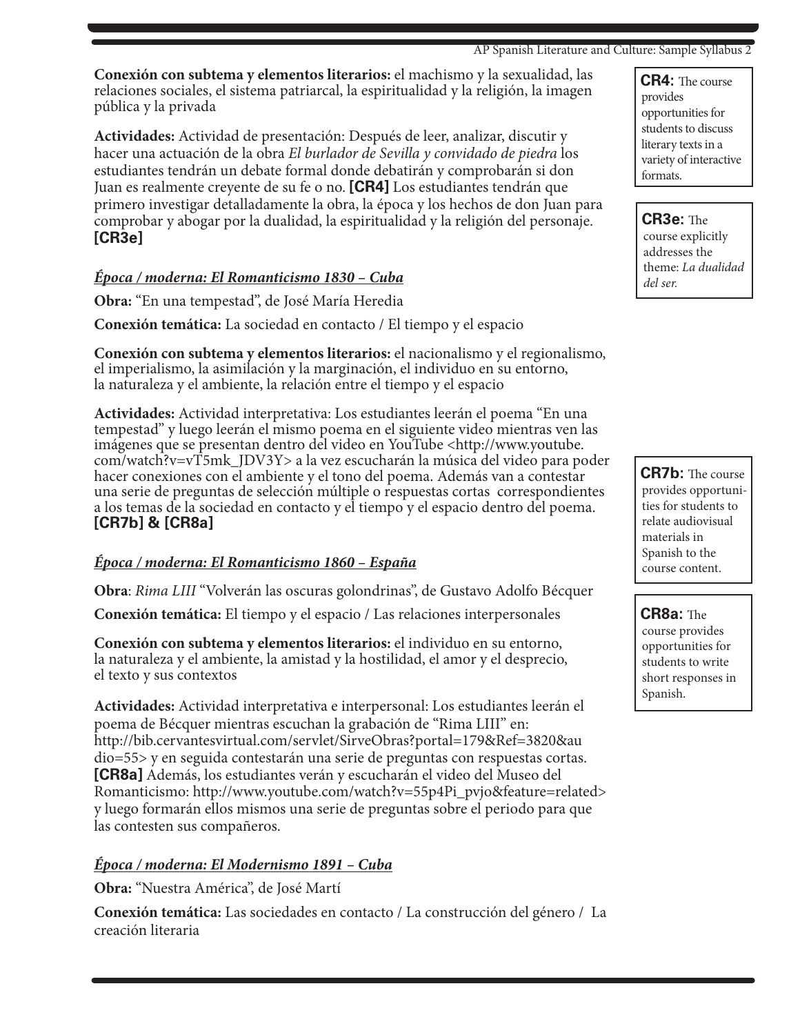**Conexión con subtema y elementos literarios:** el machismo y la sexualidad, las relaciones sociales, el sistema patriarcal, la espiritualidad y la religión, la imagen pública y la privada

**Actividades:** Actividad de presentación: Después de leer, analizar, discutir y hacer una actuación de la obra *El burlador de Sevilla y convidado de piedra* los estudiantes tendrán un debate formal donde debatirán y comprobarán si don Juan es realmente creyente de su fe o no. **[CR4]** Los estudiantes tendrán que primero investigar detalladamente la obra, la época y los hechos de don Juan para comprobar y abogar por la dualidad, la espiritualidad y la religión del personaje. **[CR3e]**

> **CR4:** The course provides opportunities for students to discuss literary texts in a variety of interactive formats.

> **CR3e:** The course explicitly addresses the theme: *La dualidad del ser.*

***Época / moderna: El Romanticismo 1830 – Cuba***

**Obra:** "En una tempestad", de José María Heredia

**Conexión temática:** La sociedad en contacto / El tiempo y el espacio

**Conexión con subtema y elementos literarios:** el nacionalismo y el regionalismo, el imperialismo, la asimilación y la marginación, el individuo en su entorno, la naturaleza y el ambiente, la relación entre el tiempo y el espacio

**Actividades:** Actividad interpretativa: Los estudiantes leerán el poema "En una tempestad" y luego leerán el mismo poema en el siguiente video mientras ven las imágenes que se presentan dentro del video en YouTube <http://www.youtube.com/watch?v=vT5mk_JDV3Y> a la vez escucharán la música del video para poder hacer conexiones con el ambiente y el tono del poema. Además van a contestar una serie de preguntas de selección múltiple o respuestas cortas correspondientes a los temas de la sociedad en contacto y el tiempo y el espacio dentro del poema. **[CR7b] & [CR8a]**

> **CR7b:** The course provides opportunities for students to relate audiovisual materials in Spanish to the course content.

> **CR8a:** The course provides opportunities for students to write short responses in Spanish.

***Época / moderna: El Romanticismo 1860 – España***

**Obra**: *Rima LIII* "Volverán las oscuras golondrinas", de Gustavo Adolfo Bécquer

**Conexión temática:** El tiempo y el espacio / Las relaciones interpersonales

**Conexión con subtema y elementos literarios:** el individuo en su entorno, la naturaleza y el ambiente, la amistad y la hostilidad, el amor y el desprecio, el texto y sus contextos

**Actividades:** Actividad interpretativa e interpersonal: Los estudiantes leerán el poema de Bécquer mientras escuchan la grabación de "Rima LIII" en: http://bib.cervantesvirtual.com/servlet/SirveObras?portal=179&Ref=3820&audio=55> y en seguida contestarán una serie de preguntas con respuestas cortas. **[CR8a]** Además, los estudiantes verán y escucharán el video del Museo del Romanticismo: http://www.youtube.com/watch?v=55p4Pi_pvjo&feature=related> y luego formarán ellos mismos una serie de preguntas sobre el periodo para que las contesten sus compañeros.

***Época / moderna: El Modernismo 1891 – Cuba***

**Obra:** "Nuestra América", de José Martí

**Conexión temática:** Las sociedades en contacto / La construcción del género / La creación literaria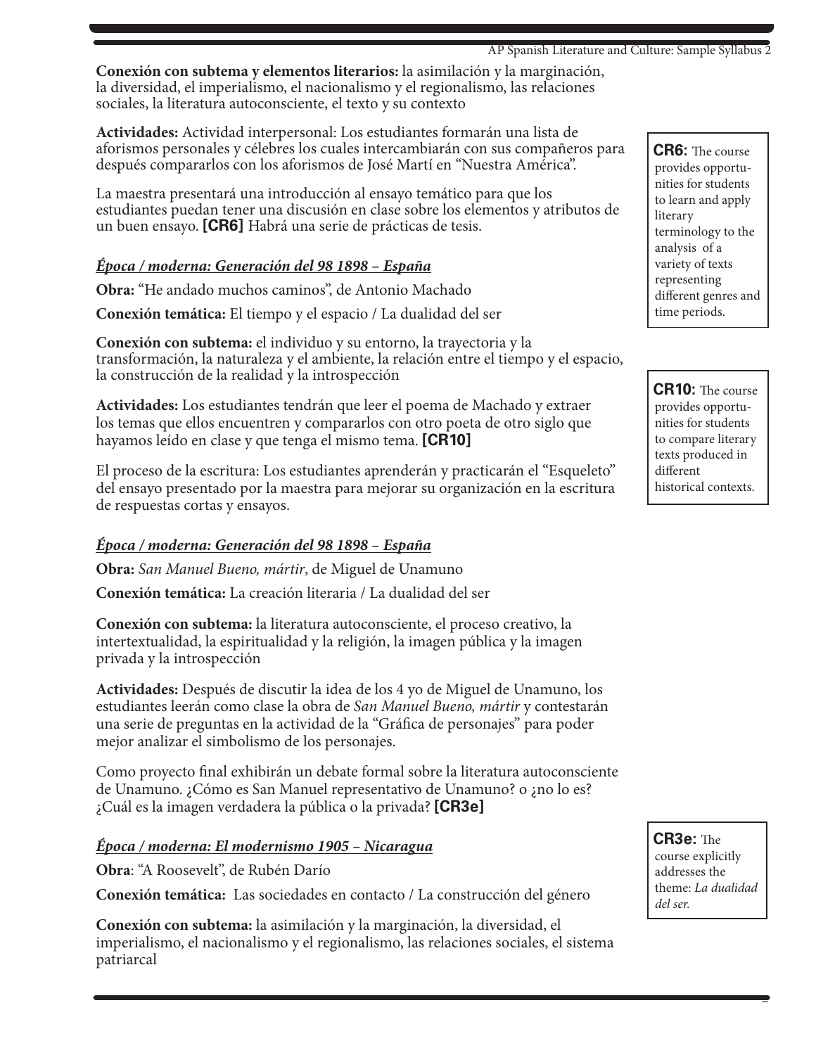**Conexión con subtema y elementos literarios:** la asimilación y la marginación, la diversidad, el imperialismo, el nacionalismo y el regionalismo, las relaciones sociales, la literatura autoconsciente, el texto y su contexto

**Actividades:** Actividad interpersonal: Los estudiantes formarán una lista de aforismos personales y célebres los cuales intercambiarán con sus compañeros para después compararlos con los aforismos de José Martí en "Nuestra América".

La maestra presentará una introducción al ensayo temático para que los estudiantes puedan tener una discusión en clase sobre los elementos y atributos de un buen ensayo. **[CR6]** Habrá una serie de prácticas de tesis.

> **CR6:** The course provides opportunities for students to learn and apply literary terminology to the analysis of a variety of texts representing different genres and time periods.

***Época / moderna: Generación del 98 1898 – España***

**Obra:** "He andado muchos caminos", de Antonio Machado

**Conexión temática:** El tiempo y el espacio / La dualidad del ser

**Conexión con subtema:** el individuo y su entorno, la trayectoria y la transformación, la naturaleza y el ambiente, la relación entre el tiempo y el espacio, la construcción de la realidad y la introspección

**Actividades:** Los estudiantes tendrán que leer el poema de Machado y extraer los temas que ellos encuentren y compararlos con otro poeta de otro siglo que hayamos leído en clase y que tenga el mismo tema. **[CR10]**

> **CR10:** The course provides opportunities for students to compare literary texts produced in different historical contexts.

El proceso de la escritura: Los estudiantes aprenderán y practicarán el "Esqueleto" del ensayo presentado por la maestra para mejorar su organización en la escritura de respuestas cortas y ensayos.

***Época / moderna: Generación del 98 1898 – España***

**Obra:** *San Manuel Bueno, mártir*, de Miguel de Unamuno

**Conexión temática:** La creación literaria / La dualidad del ser

**Conexión con subtema:** la literatura autoconsciente, el proceso creativo, la intertextualidad, la espiritualidad y la religión, la imagen pública y la imagen privada y la introspección

**Actividades:** Después de discutir la idea de los 4 yo de Miguel de Unamuno, los estudiantes leerán como clase la obra de *San Manuel Bueno, mártir* y contestarán una serie de preguntas en la actividad de la "Gráfica de personajes" para poder mejor analizar el simbolismo de los personajes.

Como proyecto final exhibirán un debate formal sobre la literatura autoconsciente de Unamuno. ¿Cómo es San Manuel representativo de Unamuno? o ¿no lo es? ¿Cuál es la imagen verdadera la pública o la privada? **[CR3e]**

> **CR3e:** The course explicitly addresses the theme: *La dualidad del ser.*

***Época / moderna: El modernismo 1905 – Nicaragua***

**Obra**: "A Roosevelt", de Rubén Darío

**Conexión temática:** Las sociedades en contacto / La construcción del género

**Conexión con subtema:** la asimilación y la marginación, la diversidad, el imperialismo, el nacionalismo y el regionalismo, las relaciones sociales, el sistema patriarcal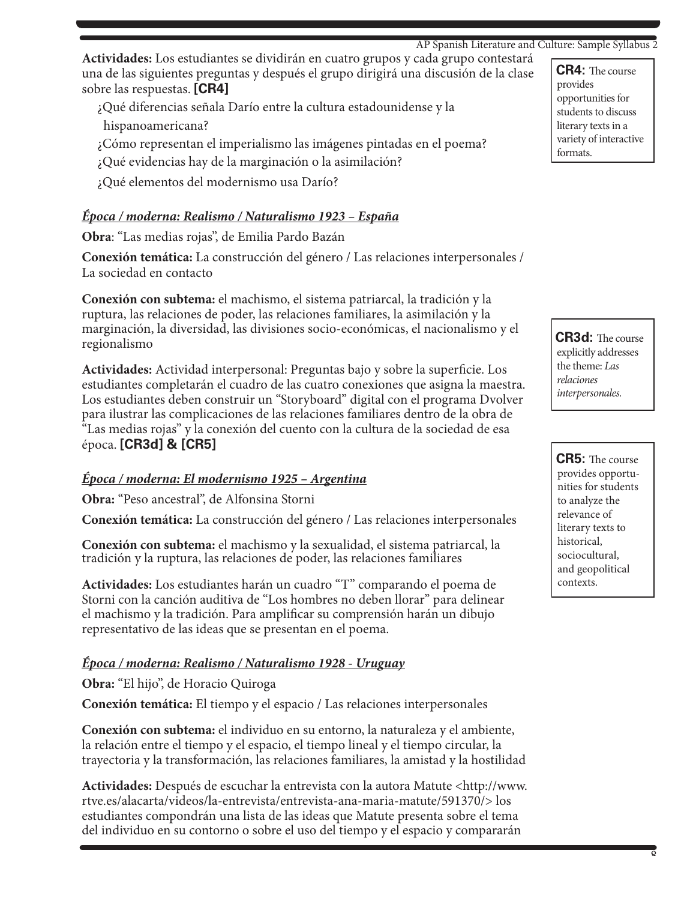**Actividades:** Los estudiantes se dividirán en cuatro grupos y cada grupo contestará una de las siguientes preguntas y después el grupo dirigirá una discusión de la clase sobre las respuestas. **[CR4]**

¿Qué diferencias señala Darío entre la cultura estadounidense y la hispanoamericana?

¿Cómo representan el imperialismo las imágenes pintadas en el poema?

¿Qué evidencias hay de la marginación o la asimilación?

¿Qué elementos del modernismo usa Darío?

**CR4:** The course provides opportunities for students to discuss literary texts in a variety of interactive formats.

***Época / moderna: Realismo / Naturalismo 1923 – España***

**Obra**: "Las medias rojas", de Emilia Pardo Bazán

**Conexión temática:** La construcción del género / Las relaciones interpersonales / La sociedad en contacto

**Conexión con subtema:** el machismo, el sistema patriarcal, la tradición y la ruptura, las relaciones de poder, las relaciones familiares, la asimilación y la marginación, la diversidad, las divisiones socio-económicas, el nacionalismo y el regionalismo

**Actividades:** Actividad interpersonal: Preguntas bajo y sobre la superficie. Los estudiantes completarán el cuadro de las cuatro conexiones que asigna la maestra. Los estudiantes deben construir un "Storyboard" digital con el programa Dvolver para ilustrar las complicaciones de las relaciones familiares dentro de la obra de "Las medias rojas" y la conexión del cuento con la cultura de la sociedad de esa época. **[CR3d] & [CR5]**

**CR3d:** The course explicitly addresses the theme: *Las relaciones interpersonales.*

**CR5:** The course provides opportunities for students to analyze the relevance of literary texts to historical, sociocultural, and geopolitical contexts.

***Época / moderna: El modernismo 1925 – Argentina***

**Obra:** "Peso ancestral", de Alfonsina Storni

**Conexión temática:** La construcción del género / Las relaciones interpersonales

**Conexión con subtema:** el machismo y la sexualidad, el sistema patriarcal, la tradición y la ruptura, las relaciones de poder, las relaciones familiares

**Actividades:** Los estudiantes harán un cuadro "T" comparando el poema de Storni con la canción auditiva de "Los hombres no deben llorar" para delinear el machismo y la tradición. Para amplificar su comprensión harán un dibujo representativo de las ideas que se presentan en el poema.

***Época / moderna: Realismo / Naturalismo 1928 - Uruguay***

**Obra:** "El hijo", de Horacio Quiroga

**Conexión temática:** El tiempo y el espacio / Las relaciones interpersonales

**Conexión con subtema:** el individuo en su entorno, la naturaleza y el ambiente, la relación entre el tiempo y el espacio, el tiempo lineal y el tiempo circular, la trayectoria y la transformación, las relaciones familiares, la amistad y la hostilidad

**Actividades:** Después de escuchar la entrevista con la autora Matute <http://www.rtve.es/alacarta/videos/la-entrevista/entrevista-ana-maria-matute/591370/> los estudiantes compondrán una lista de las ideas que Matute presenta sobre el tema del individuo en su contorno o sobre el uso del tiempo y el espacio y compararán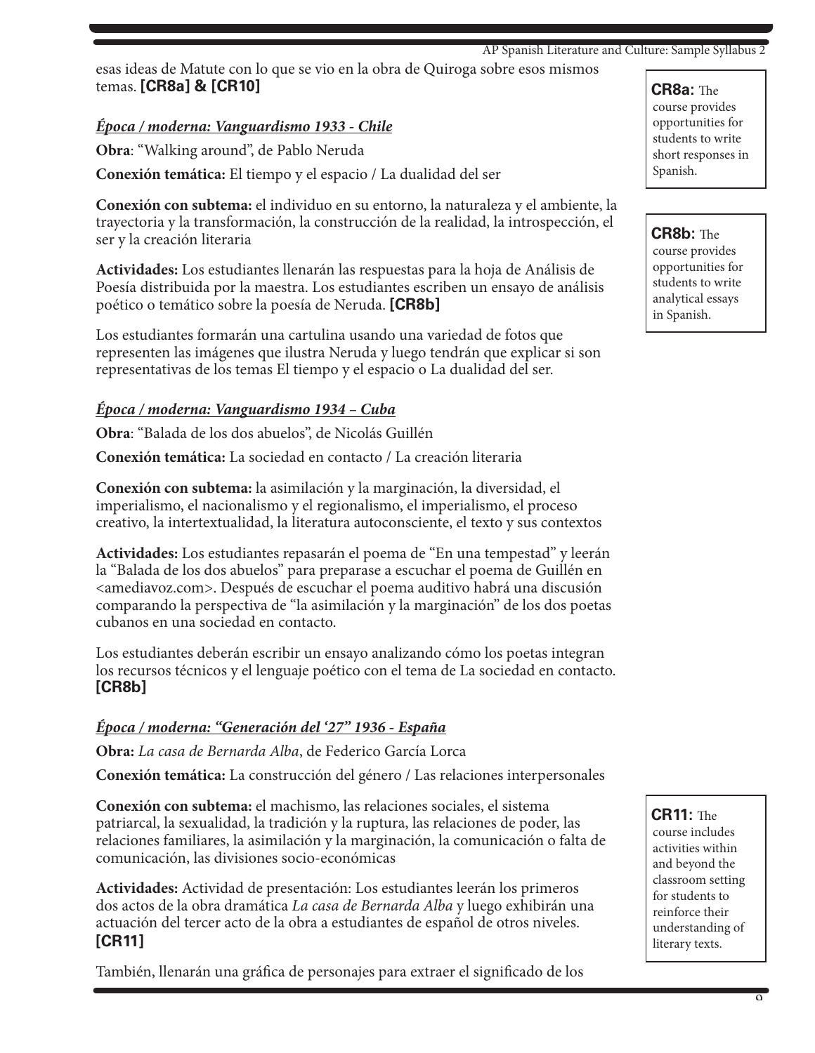esas ideas de Matute con lo que se vio en la obra de Quiroga sobre esos mismos temas. **[CR8a] & [CR10]**

> **CR8a:** The course provides opportunities for students to write short responses in Spanish.

***Época / moderna: Vanguardismo 1933 - Chile***

**Obra**: "Walking around", de Pablo Neruda

**Conexión temática:** El tiempo y el espacio / La dualidad del ser

**Conexión con subtema:** el individuo en su entorno, la naturaleza y el ambiente, la trayectoria y la transformación, la construcción de la realidad, la introspección, el ser y la creación literaria

**Actividades:** Los estudiantes llenarán las respuestas para la hoja de Análisis de Poesía distribuida por la maestra. Los estudiantes escriben un ensayo de análisis poético o temático sobre la poesía de Neruda. **[CR8b]**

> **CR8b:** The course provides opportunities for students to write analytical essays in Spanish.

Los estudiantes formarán una cartulina usando una variedad de fotos que representen las imágenes que ilustra Neruda y luego tendrán que explicar si son representativas de los temas El tiempo y el espacio o La dualidad del ser.

***Época / moderna: Vanguardismo 1934 – Cuba***

**Obra**: "Balada de los dos abuelos", de Nicolás Guillén

**Conexión temática:** La sociedad en contacto / La creación literaria

**Conexión con subtema:** la asimilación y la marginación, la diversidad, el imperialismo, el nacionalismo y el regionalismo, el imperialismo, el proceso creativo, la intertextualidad, la literatura autoconsciente, el texto y sus contextos

**Actividades:** Los estudiantes repasarán el poema de "En una tempestad" y leerán la "Balada de los dos abuelos" para preparase a escuchar el poema de Guillén en <amediavoz.com>. Después de escuchar el poema auditivo habrá una discusión comparando la perspectiva de "la asimilación y la marginación" de los dos poetas cubanos en una sociedad en contacto.

Los estudiantes deberán escribir un ensayo analizando cómo los poetas integran los recursos técnicos y el lenguaje poético con el tema de La sociedad en contacto. **[CR8b]**

***Época / moderna: "Generación del '27" 1936 - España***

**Obra:** *La casa de Bernarda Alba*, de Federico García Lorca

**Conexión temática:** La construcción del género / Las relaciones interpersonales

**Conexión con subtema:** el machismo, las relaciones sociales, el sistema patriarcal, la sexualidad, la tradición y la ruptura, las relaciones de poder, las relaciones familiares, la asimilación y la marginación, la comunicación o falta de comunicación, las divisiones socio-económicas

**Actividades:** Actividad de presentación: Los estudiantes leerán los primeros dos actos de la obra dramática *La casa de Bernarda Alba* y luego exhibirán una actuación del tercer acto de la obra a estudiantes de español de otros niveles. **[CR11]**

> **CR11:** The course includes activities within and beyond the classroom setting for students to reinforce their understanding of literary texts.

También, llenarán una gráfica de personajes para extraer el significado de los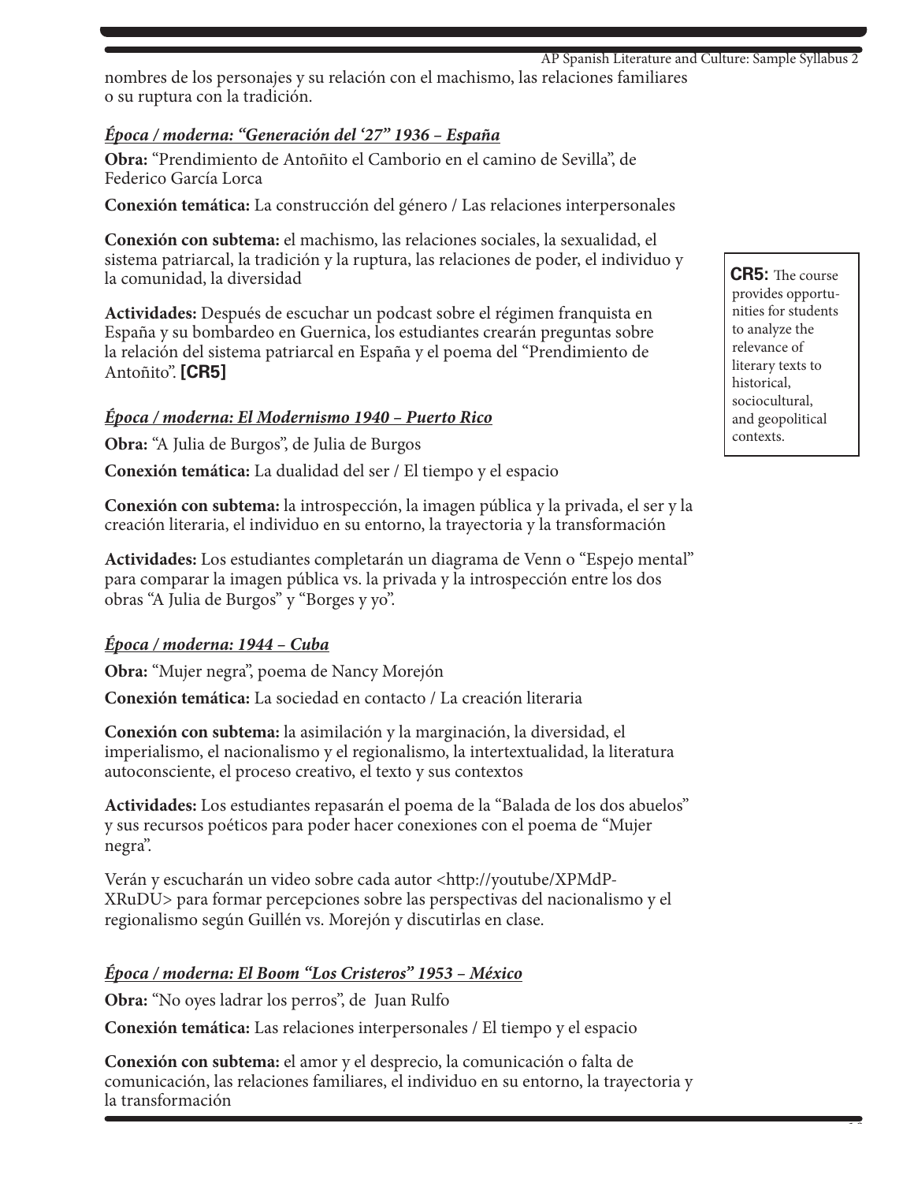nombres de los personajes y su relación con el machismo, las relaciones familiares o su ruptura con la tradición.

***Época / moderna: "Generación del '27" 1936 – España***

**Obra:** "Prendimiento de Antoñito el Camborio en el camino de Sevilla", de Federico García Lorca

**Conexión temática:** La construcción del género / Las relaciones interpersonales

**Conexión con subtema:** el machismo, las relaciones sociales, la sexualidad, el sistema patriarcal, la tradición y la ruptura, las relaciones de poder, el individuo y la comunidad, la diversidad

**Actividades:** Después de escuchar un podcast sobre el régimen franquista en España y su bombardeo en Guernica, los estudiantes crearán preguntas sobre la relación del sistema patriarcal en España y el poema del "Prendimiento de Antoñito". **[CR5]**

**CR5:** The course provides opportunities for students to analyze the relevance of literary texts to historical, sociocultural, and geopolitical contexts.

***Época / moderna: El Modernismo 1940 – Puerto Rico***

**Obra:** "A Julia de Burgos", de Julia de Burgos

**Conexión temática:** La dualidad del ser / El tiempo y el espacio

**Conexión con subtema:** la introspección, la imagen pública y la privada, el ser y la creación literaria, el individuo en su entorno, la trayectoria y la transformación

**Actividades:** Los estudiantes completarán un diagrama de Venn o "Espejo mental" para comparar la imagen pública vs. la privada y la introspección entre los dos obras "A Julia de Burgos" y "Borges y yo".

***Época / moderna: 1944 – Cuba***

**Obra:** "Mujer negra", poema de Nancy Morejón

**Conexión temática:** La sociedad en contacto / La creación literaria

**Conexión con subtema:** la asimilación y la marginación, la diversidad, el imperialismo, el nacionalismo y el regionalismo, la intertextualidad, la literatura autoconsciente, el proceso creativo, el texto y sus contextos

**Actividades:** Los estudiantes repasarán el poema de la "Balada de los dos abuelos" y sus recursos poéticos para poder hacer conexiones con el poema de "Mujer negra".

Verán y escucharán un video sobre cada autor <http://youtube/XPMdP-XRuDU> para formar percepciones sobre las perspectivas del nacionalismo y el regionalismo según Guillén vs. Morejón y discutirlas en clase.

***Época / moderna: El Boom "Los Cristeros" 1953 – México***

**Obra:** "No oyes ladrar los perros", de Juan Rulfo

**Conexión temática:** Las relaciones interpersonales / El tiempo y el espacio

**Conexión con subtema:** el amor y el desprecio, la comunicación o falta de comunicación, las relaciones familiares, el individuo en su entorno, la trayectoria y la transformación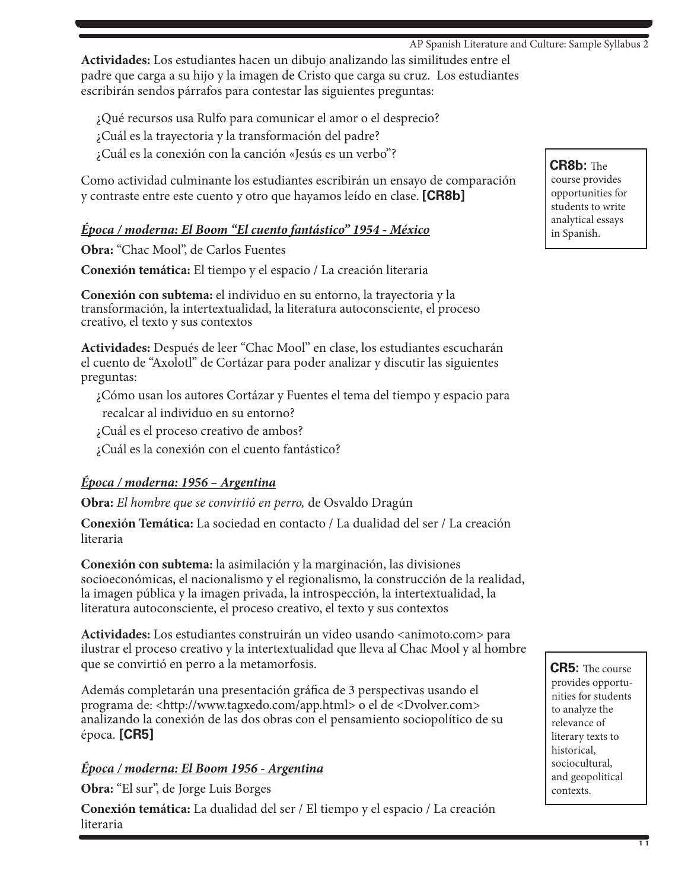**Actividades:** Los estudiantes hacen un dibujo analizando las similitudes entre el padre que carga a su hijo y la imagen de Cristo que carga su cruz. Los estudiantes escribirán sendos párrafos para contestar las siguientes preguntas:

¿Qué recursos usa Rulfo para comunicar el amor o el desprecio?

¿Cuál es la trayectoria y la transformación del padre?

¿Cuál es la conexión con la canción «Jesús es un verbo"?

Como actividad culminante los estudiantes escribirán un ensayo de comparación y contraste entre este cuento y otro que hayamos leído en clase. **[CR8b]**

**CR8b:** The course provides opportunities for students to write analytical essays in Spanish.

***Época / moderna: El Boom "El cuento fantástico" 1954 - México***

**Obra:** "Chac Mool", de Carlos Fuentes

**Conexión temática:** El tiempo y el espacio / La creación literaria

**Conexión con subtema:** el individuo en su entorno, la trayectoria y la transformación, la intertextualidad, la literatura autoconsciente, el proceso creativo, el texto y sus contextos

**Actividades:** Después de leer "Chac Mool" en clase, los estudiantes escucharán el cuento de "Axolotl" de Cortázar para poder analizar y discutir las siguientes preguntas:

¿Cómo usan los autores Cortázar y Fuentes el tema del tiempo y espacio para recalcar al individuo en su entorno?

¿Cuál es el proceso creativo de ambos?

¿Cuál es la conexión con el cuento fantástico?

***Época / moderna: 1956 – Argentina***

**Obra:** *El hombre que se convirtió en perro,* de Osvaldo Dragún

**Conexión Temática:** La sociedad en contacto / La dualidad del ser / La creación literaria

**Conexión con subtema:** la asimilación y la marginación, las divisiones socioeconómicas, el nacionalismo y el regionalismo, la construcción de la realidad, la imagen pública y la imagen privada, la introspección, la intertextualidad, la literatura autoconsciente, el proceso creativo, el texto y sus contextos

**Actividades:** Los estudiantes construirán un video usando <animoto.com> para ilustrar el proceso creativo y la intertextualidad que lleva al Chac Mool y al hombre que se convirtió en perro a la metamorfosis.

Además completarán una presentación gráfica de 3 perspectivas usando el programa de: <http://www.tagxedo.com/app.html> o el de <Dvolver.com> analizando la conexión de las dos obras con el pensamiento sociopolítico de su época. **[CR5]**

**CR5:** The course provides opportunities for students to analyze the relevance of literary texts to historical, sociocultural, and geopolitical contexts.

***Época / moderna: El Boom 1956 - Argentina***

**Obra:** "El sur", de Jorge Luis Borges

**Conexión temática:** La dualidad del ser / El tiempo y el espacio / La creación literaria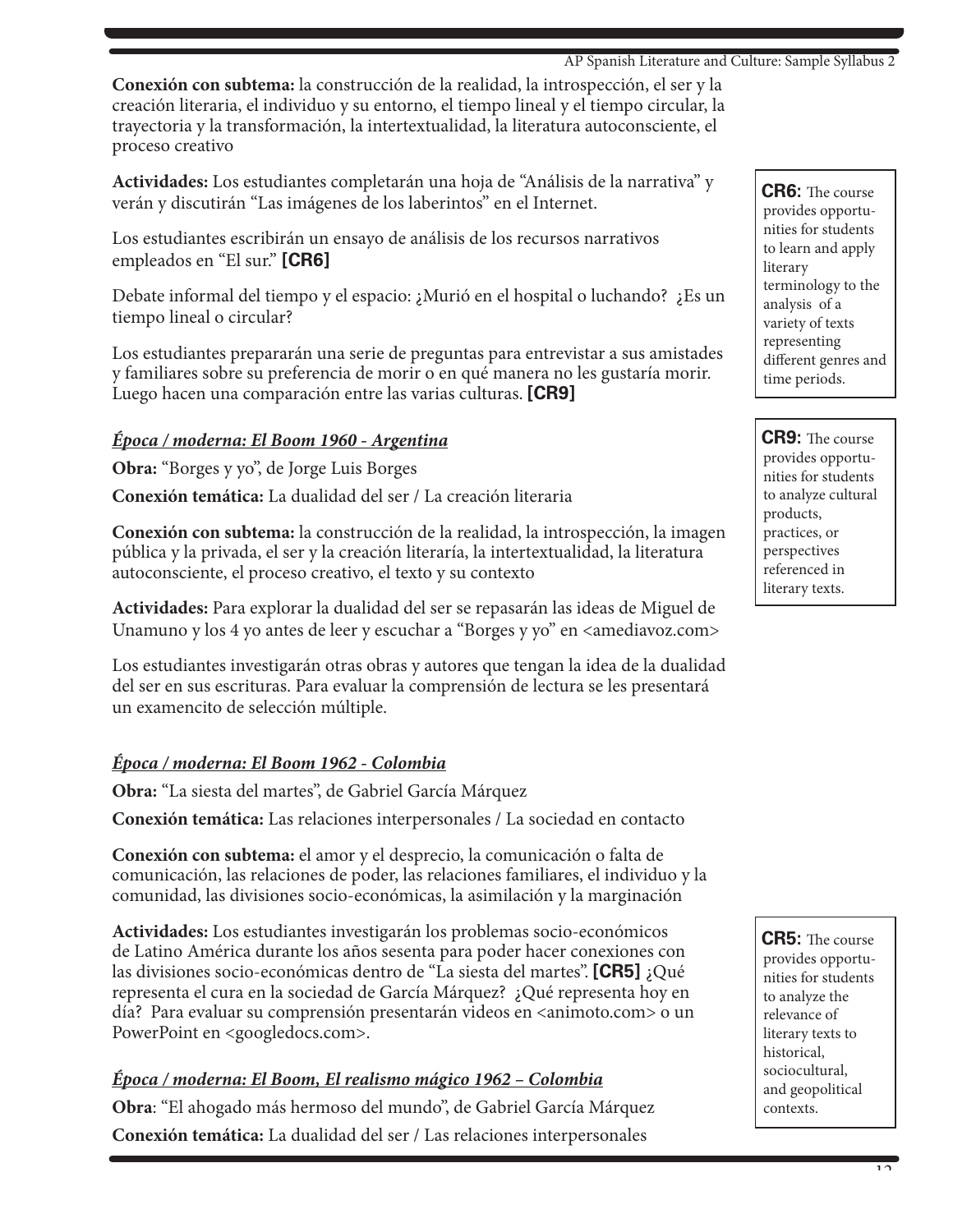**Conexión con subtema:** la construcción de la realidad, la introspección, el ser y la creación literaria, el individuo y su entorno, el tiempo lineal y el tiempo circular, la trayectoria y la transformación, la intertextualidad, la literatura autoconsciente, el proceso creativo

**Actividades:** Los estudiantes completarán una hoja de "Análisis de la narrativa" y verán y discutirán "Las imágenes de los laberintos" en el Internet.

Los estudiantes escribirán un ensayo de análisis de los recursos narrativos empleados en "El sur." **[CR6]**

Debate informal del tiempo y el espacio: ¿Murió en el hospital o luchando? ¿Es un tiempo lineal o circular?

Los estudiantes prepararán una serie de preguntas para entrevistar a sus amistades y familiares sobre su preferencia de morir o en qué manera no les gustaría morir. Luego hacen una comparación entre las varias culturas. **[CR9]**

**CR6:** The course provides opportunities for students to learn and apply literary terminology to the analysis of a variety of texts representing different genres and time periods.

**CR9:** The course provides opportunities for students to analyze cultural products, practices, or perspectives referenced in literary texts.

***Época / moderna: El Boom 1960 - Argentina***

**Obra:** "Borges y yo", de Jorge Luis Borges

**Conexión temática:** La dualidad del ser / La creación literaria

**Conexión con subtema:** la construcción de la realidad, la introspección, la imagen pública y la privada, el ser y la creación literaría, la intertextualidad, la literatura autoconsciente, el proceso creativo, el texto y su contexto

**Actividades:** Para explorar la dualidad del ser se repasarán las ideas de Miguel de Unamuno y los 4 yo antes de leer y escuchar a "Borges y yo" en <amediavoz.com>

Los estudiantes investigarán otras obras y autores que tengan la idea de la dualidad del ser en sus escrituras. Para evaluar la comprensión de lectura se les presentará un examencito de selección múltiple.

***Época / moderna: El Boom 1962 - Colombia***

**Obra:** "La siesta del martes", de Gabriel García Márquez

**Conexión temática:** Las relaciones interpersonales / La sociedad en contacto

**Conexión con subtema:** el amor y el desprecio, la comunicación o falta de comunicación, las relaciones de poder, las relaciones familiares, el individuo y la comunidad, las divisiones socio-económicas, la asimilación y la marginación

**Actividades:** Los estudiantes investigarán los problemas socio-económicos de Latino América durante los años sesenta para poder hacer conexiones con las divisiones socio-económicas dentro de "La siesta del martes". **[CR5]** ¿Qué representa el cura en la sociedad de García Márquez? ¿Qué representa hoy en día? Para evaluar su comprensión presentarán videos en <animoto.com> o un PowerPoint en <googledocs.com>.

**CR5:** The course provides opportunities for students to analyze the relevance of literary texts to historical, sociocultural, and geopolitical contexts.

***Época / moderna: El Boom, El realismo mágico 1962 – Colombia***

**Obra**: "El ahogado más hermoso del mundo", de Gabriel García Márquez

**Conexión temática:** La dualidad del ser / Las relaciones interpersonales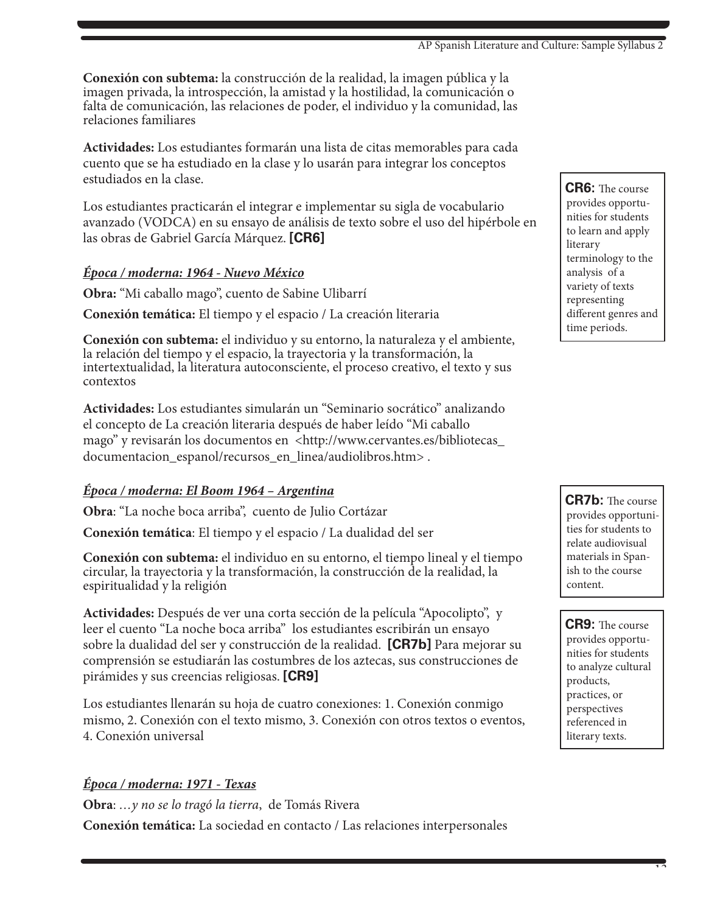**Conexión con subtema:** la construcción de la realidad, la imagen pública y la imagen privada, la introspección, la amistad y la hostilidad, la comunicación o falta de comunicación, las relaciones de poder, el individuo y la comunidad, las relaciones familiares

**Actividades:** Los estudiantes formarán una lista de citas memorables para cada cuento que se ha estudiado en la clase y lo usarán para integrar los conceptos estudiados en la clase.

Los estudiantes practicarán el integrar e implementar su sigla de vocabulario avanzado (VODCA) en su ensayo de análisis de texto sobre el uso del hipérbole en las obras de Gabriel García Márquez. **[CR6]**

> **CR6:** The course provides opportunities for students to learn and apply literary terminology to the analysis of a variety of texts representing different genres and time periods.

***Época / moderna: 1964 - Nuevo México***

**Obra:** "Mi caballo mago", cuento de Sabine Ulibarrí

**Conexión temática:** El tiempo y el espacio / La creación literaria

**Conexión con subtema:** el individuo y su entorno, la naturaleza y el ambiente, la relación del tiempo y el espacio, la trayectoria y la transformación, la intertextualidad, la literatura autoconsciente, el proceso creativo, el texto y sus contextos

**Actividades:** Los estudiantes simularán un "Seminario socrático" analizando el concepto de La creación literaria después de haber leído "Mi caballo mago" y revisarán los documentos en <http://www.cervantes.es/bibliotecas_documentacion_espanol/recursos_en_linea/audiolibros.htm> .

***Época / moderna: El Boom 1964 – Argentina***

**Obra**: "La noche boca arriba", cuento de Julio Cortázar

**Conexión temática**: El tiempo y el espacio / La dualidad del ser

**Conexión con subtema:** el individuo en su entorno, el tiempo lineal y el tiempo circular, la trayectoria y la transformación, la construcción de la realidad, la espiritualidad y la religión

**Actividades:** Después de ver una corta sección de la película "Apocolipto", y leer el cuento "La noche boca arriba" los estudiantes escribirán un ensayo sobre la dualidad del ser y construcción de la realidad. **[CR7b]** Para mejorar su comprensión se estudiarán las costumbres de los aztecas, sus construcciones de pirámides y sus creencias religiosas. **[CR9]**

> **CR7b:** The course provides opportunities for students to relate audiovisual materials in Spanish to the course content.

> **CR9:** The course provides opportunities for students to analyze cultural products, practices, or perspectives referenced in literary texts.

Los estudiantes llenarán su hoja de cuatro conexiones: 1. Conexión conmigo mismo, 2. Conexión con el texto mismo, 3. Conexión con otros textos o eventos, 4. Conexión universal

***Época / moderna: 1971 - Texas***

**Obra**: *…y no se lo tragó la tierra*, de Tomás Rivera

**Conexión temática:** La sociedad en contacto / Las relaciones interpersonales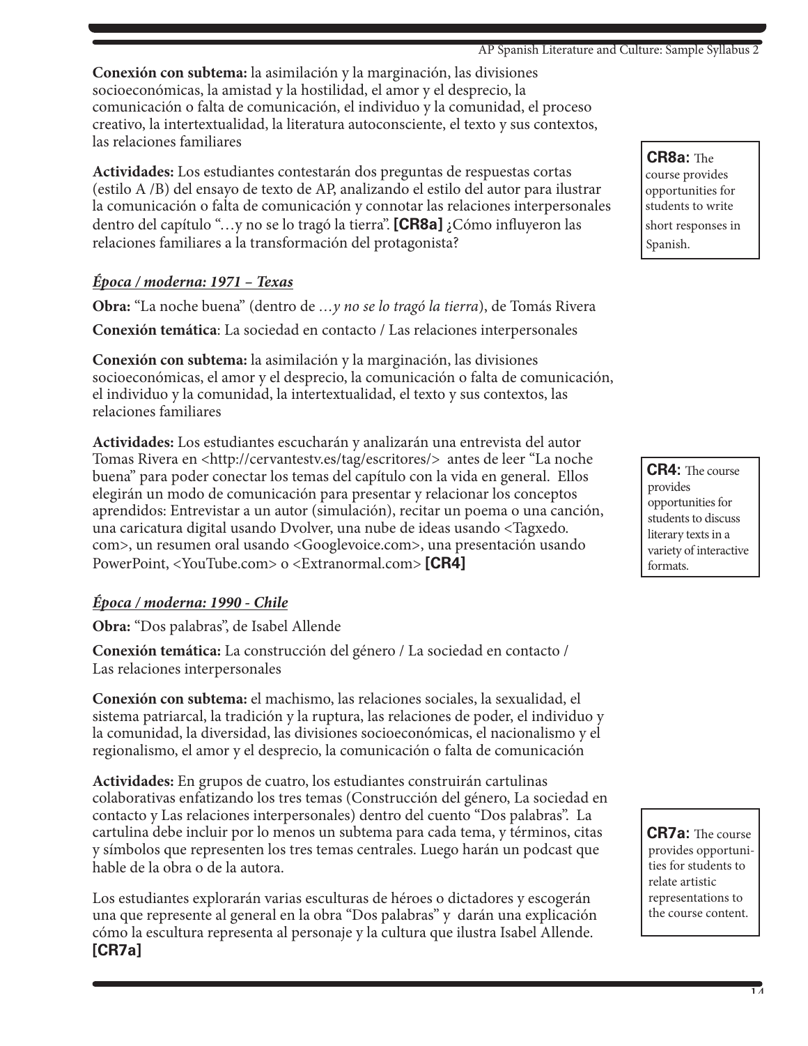**Conexión con subtema:** la asimilación y la marginación, las divisiones socioeconómicas, la amistad y la hostilidad, el amor y el desprecio, la comunicación o falta de comunicación, el individuo y la comunidad, el proceso creativo, la intertextualidad, la literatura autoconsciente, el texto y sus contextos, las relaciones familiares

**Actividades:** Los estudiantes contestarán dos preguntas de respuestas cortas (estilo A /B) del ensayo de texto de AP, analizando el estilo del autor para ilustrar la comunicación o falta de comunicación y connotar las relaciones interpersonales dentro del capítulo "…y no se lo tragó la tierra". **[CR8a]** ¿Cómo influyeron las relaciones familiares a la transformación del protagonista?

> **CR8a:** The course provides opportunities for students to write short responses in Spanish.

***Época / moderna: 1971 – Texas***

**Obra:** "La noche buena" (dentro de *…y no se lo tragó la tierra*), de Tomás Rivera

**Conexión temática**: La sociedad en contacto / Las relaciones interpersonales

**Conexión con subtema:** la asimilación y la marginación, las divisiones socioeconómicas, el amor y el desprecio, la comunicación o falta de comunicación, el individuo y la comunidad, la intertextualidad, el texto y sus contextos, las relaciones familiares

**Actividades:** Los estudiantes escucharán y analizarán una entrevista del autor Tomas Rivera en <http://cervantestv.es/tag/escritores/> antes de leer "La noche buena" para poder conectar los temas del capítulo con la vida en general. Ellos elegirán un modo de comunicación para presentar y relacionar los conceptos aprendidos: Entrevistar a un autor (simulación), recitar un poema o una canción, una caricatura digital usando Dvolver, una nube de ideas usando <Tagxedo.com>, un resumen oral usando <Googlevoice.com>, una presentación usando PowerPoint, <YouTube.com> o <Extranormal.com> **[CR4]**

> **CR4:** The course provides opportunities for students to discuss literary texts in a variety of interactive formats.

***Época / moderna: 1990 - Chile***

**Obra:** "Dos palabras", de Isabel Allende

**Conexión temática:** La construcción del género / La sociedad en contacto / Las relaciones interpersonales

**Conexión con subtema:** el machismo, las relaciones sociales, la sexualidad, el sistema patriarcal, la tradición y la ruptura, las relaciones de poder, el individuo y la comunidad, la diversidad, las divisiones socioeconómicas, el nacionalismo y el regionalismo, el amor y el desprecio, la comunicación o falta de comunicación

**Actividades:** En grupos de cuatro, los estudiantes construirán cartulinas colaborativas enfatizando los tres temas (Construcción del género, La sociedad en contacto y Las relaciones interpersonales) dentro del cuento "Dos palabras". La cartulina debe incluir por lo menos un subtema para cada tema, y términos, citas y símbolos que representen los tres temas centrales. Luego harán un podcast que hable de la obra o de la autora.

Los estudiantes explorarán varias esculturas de héroes o dictadores y escogerán una que represente al general en la obra "Dos palabras" y darán una explicación cómo la escultura representa al personaje y la cultura que ilustra Isabel Allende. **[CR7a]**

> **CR7a:** The course provides opportunities for students to relate artistic representations to the course content.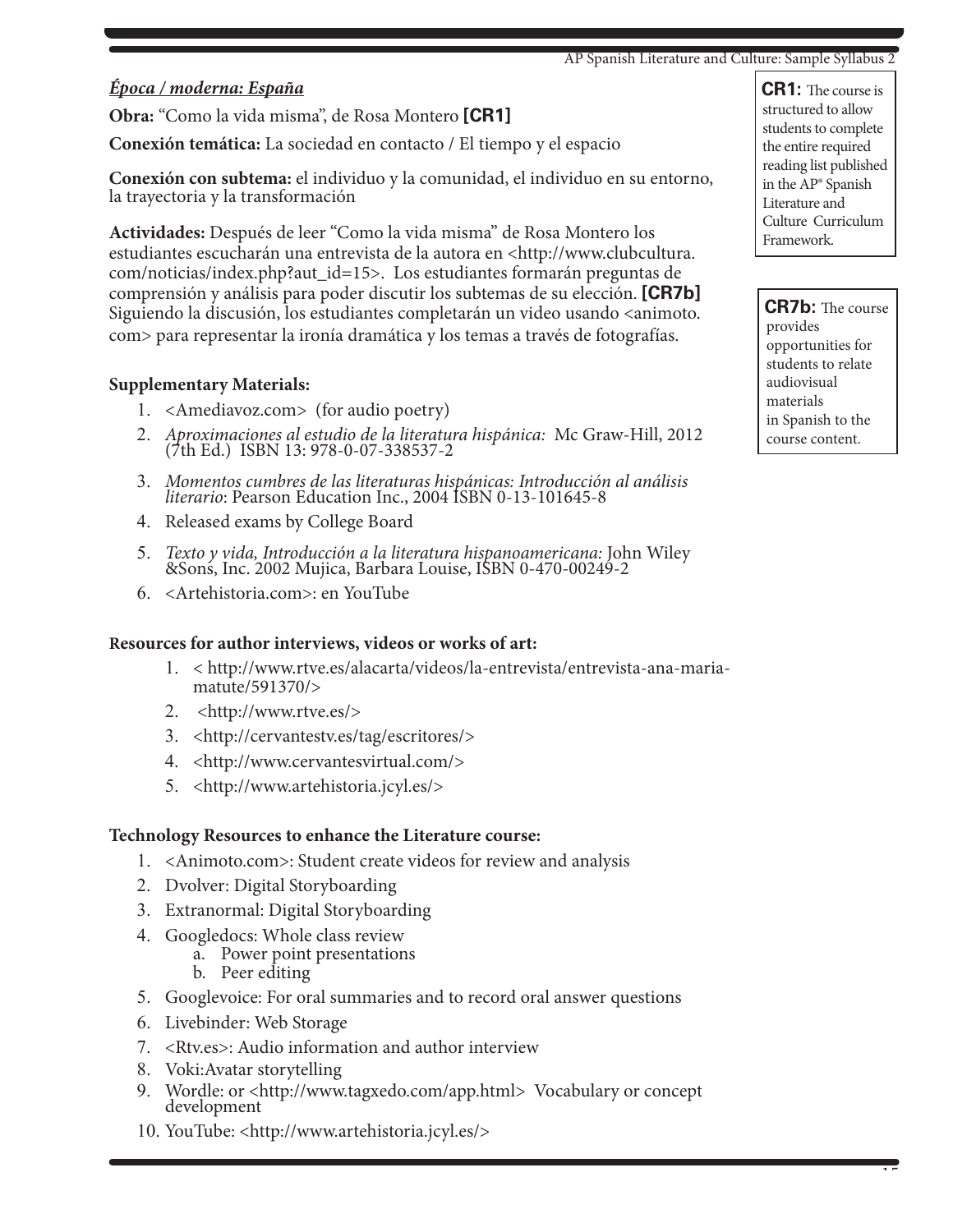***Época / moderna: España***

**Obra:** "Como la vida misma", de Rosa Montero **[CR1]**

**Conexión temática:** La sociedad en contacto / El tiempo y el espacio

**Conexión con subtema:** el individuo y la comunidad, el individuo en su entorno, la trayectoria y la transformación

**Actividades:** Después de leer "Como la vida misma" de Rosa Montero los estudiantes escucharán una entrevista de la autora en <http://www.clubcultura.com/noticias/index.php?aut_id=15>. Los estudiantes formarán preguntas de comprensión y análisis para poder discutir los subtemas de su elección. **[CR7b]** Siguiendo la discusión, los estudiantes completarán un video usando <animoto.com> para representar la ironía dramática y los temas a través de fotografías.

**CR1:** The course is structured to allow students to complete the entire required reading list published in the AP® Spanish Literature and Culture Curriculum Framework.

**CR7b:** The course provides opportunities for students to relate audiovisual materials in Spanish to the course content.

**Supplementary Materials:**

1. <Amediavoz.com> (for audio poetry)
2. *Aproximaciones al estudio de la literatura hispánica:* Mc Graw-Hill, 2012 (7th Ed.) ISBN 13: 978-0-07-338537-2
3. *Momentos cumbres de las literaturas hispánicas: Introducción al análisis literario*: Pearson Education Inc., 2004 ISBN 0-13-101645-8
4. Released exams by College Board
5. *Texto y vida, Introducción a la literatura hispanoamericana:* John Wiley &Sons, Inc. 2002 Mujica, Barbara Louise, ISBN 0-470-00249-2
6. <Artehistoria.com>: en YouTube

**Resources for author interviews, videos or works of art:**

1. < http://www.rtve.es/alacarta/videos/la-entrevista/entrevista-ana-maria-matute/591370/>
2. <http://www.rtve.es/>
3. <http://cervantestv.es/tag/escritores/>
4. <http://www.cervantesvirtual.com/>
5. <http://www.artehistoria.jcyl.es/>

**Technology Resources to enhance the Literature course:**

1. <Animoto.com>: Student create videos for review and analysis
2. Dvolver: Digital Storyboarding
3. Extranormal: Digital Storyboarding
4. Googledocs: Whole class review
   a. Power point presentations
   b. Peer editing
5. Googlevoice: For oral summaries and to record oral answer questions
6. Livebinder: Web Storage
7. <Rtv.es>: Audio information and author interview
8. Voki:Avatar storytelling
9. Wordle: or <http://www.tagxedo.com/app.html> Vocabulary or concept development
10. YouTube: <http://www.artehistoria.jcyl.es/>